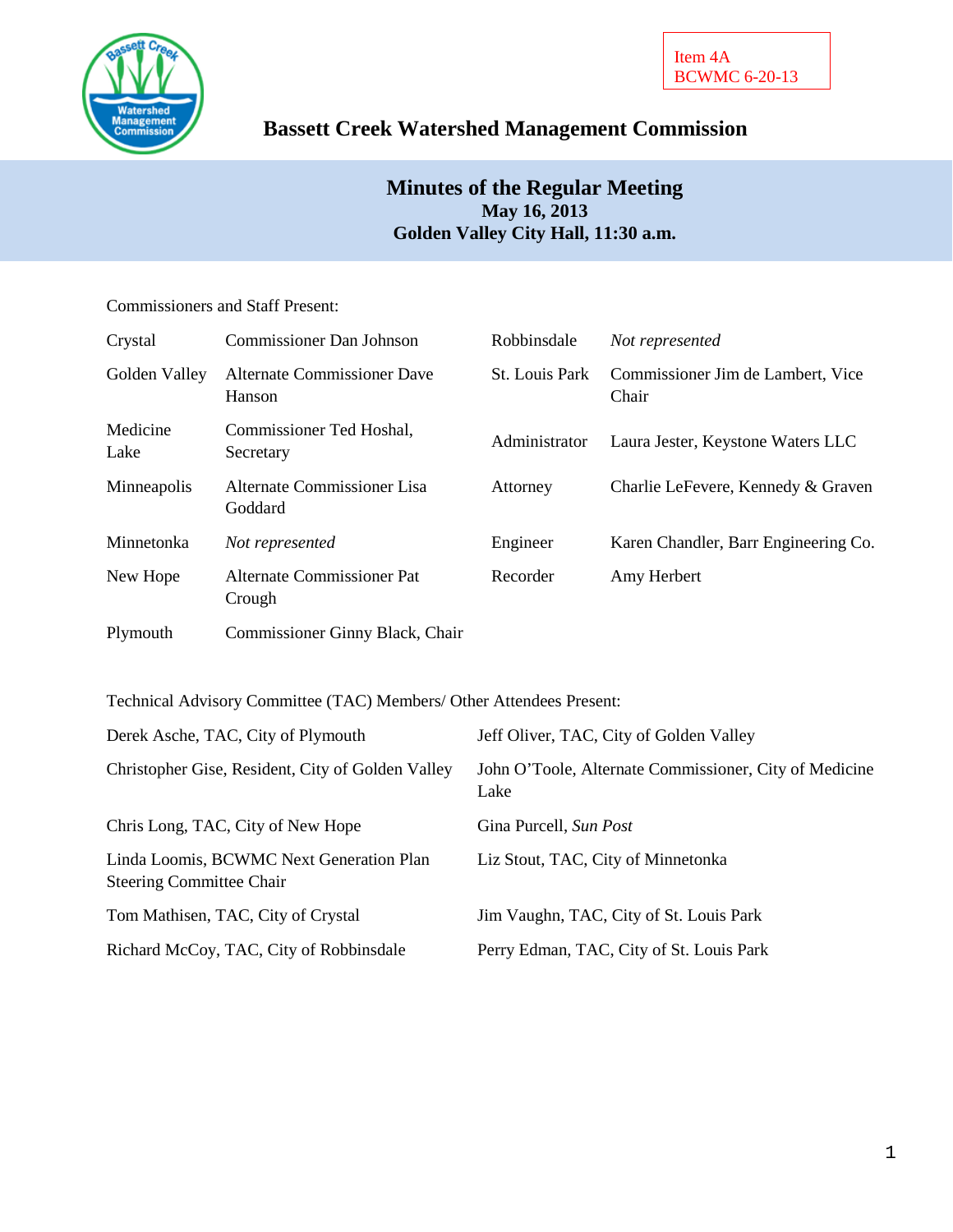Item 4A
BCWMC 6-20-13

# Bassett Creek Watershed Management Commission

## Minutes of the Regular Meeting
**May 16, 2013**
**Golden Valley City Hall, 11:30 a.m.**

Commissioners and Staff Present:

| | | | |
|---|---|---|---|
| Crystal | Commissioner Dan Johnson | Robbinsdale | *Not represented* |
| Golden Valley | Alternate Commissioner Dave Hanson | St. Louis Park | Commissioner Jim de Lambert, Vice Chair |
| Medicine Lake | Commissioner Ted Hoshal, Secretary | Administrator | Laura Jester, Keystone Waters LLC |
| Minneapolis | Alternate Commissioner Lisa Goddard | Attorney | Charlie LeFevere, Kennedy & Graven |
| Minnetonka | *Not represented* | Engineer | Karen Chandler, Barr Engineering Co. |
| New Hope | Alternate Commissioner Pat Crough | Recorder | Amy Herbert |
| Plymouth | Commissioner Ginny Black, Chair | | |

Technical Advisory Committee (TAC) Members/ Other Attendees Present:

| | |
|---|---|
| Derek Asche, TAC, City of Plymouth | Jeff Oliver, TAC, City of Golden Valley |
| Christopher Gise, Resident, City of Golden Valley | John O'Toole, Alternate Commissioner, City of Medicine Lake |
| Chris Long, TAC, City of New Hope | Gina Purcell, *Sun Post* |
| Linda Loomis, BCWMC Next Generation Plan Steering Committee Chair | Liz Stout, TAC, City of Minnetonka |
| Tom Mathisen, TAC, City of Crystal | Jim Vaughn, TAC, City of St. Louis Park |
| Richard McCoy, TAC, City of Robbinsdale | Perry Edman, TAC, City of St. Louis Park |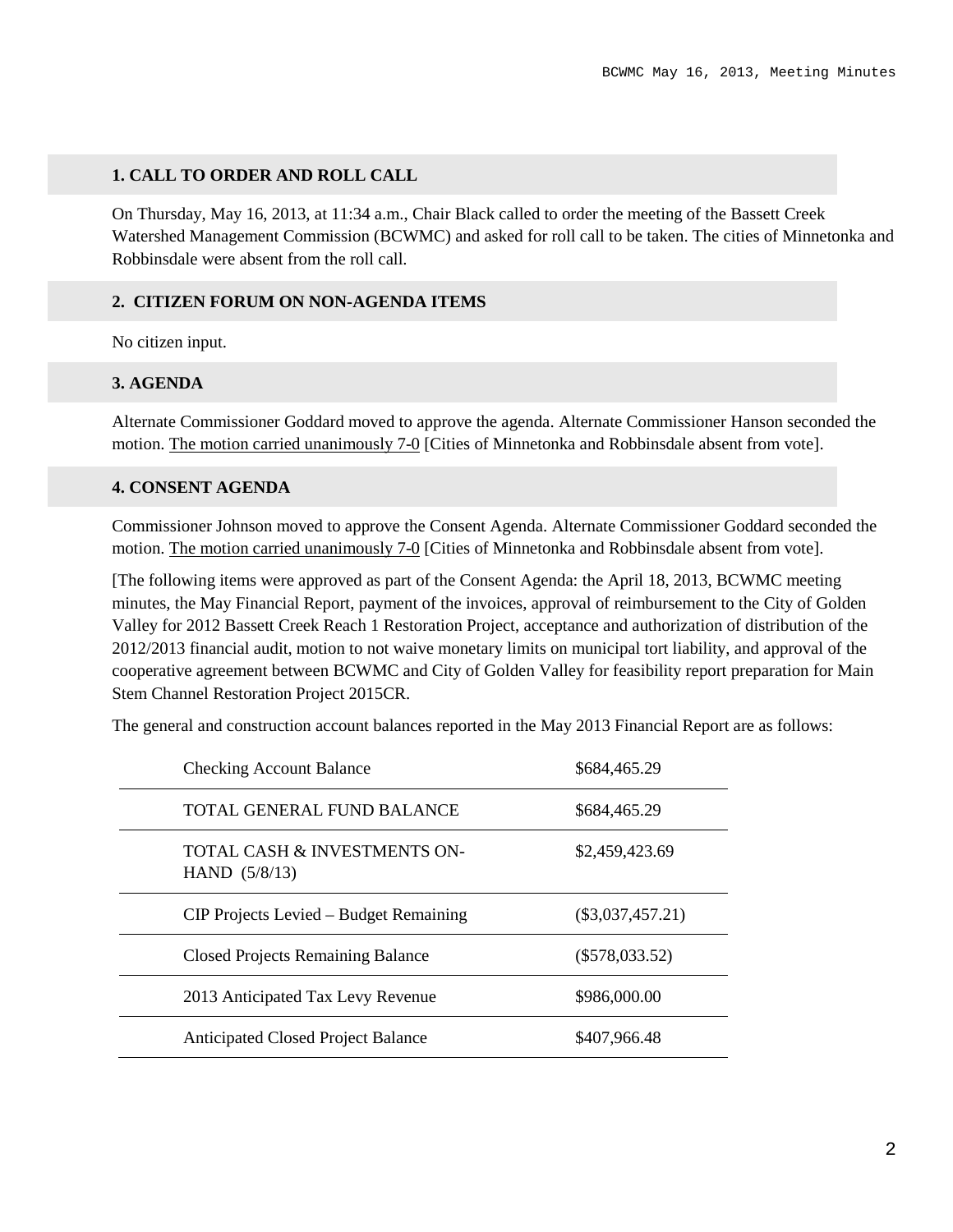## 1. CALL TO ORDER AND ROLL CALL

On Thursday, May 16, 2013, at 11:34 a.m., Chair Black called to order the meeting of the Bassett Creek Watershed Management Commission (BCWMC) and asked for roll call to be taken. The cities of Minnetonka and Robbinsdale were absent from the roll call.

## 2. CITIZEN FORUM ON NON-AGENDA ITEMS

No citizen input.

## 3. AGENDA

Alternate Commissioner Goddard moved to approve the agenda. Alternate Commissioner Hanson seconded the motion. The motion carried unanimously 7-0 [Cities of Minnetonka and Robbinsdale absent from vote].

## 4. CONSENT AGENDA

Commissioner Johnson moved to approve the Consent Agenda. Alternate Commissioner Goddard seconded the motion. The motion carried unanimously 7-0 [Cities of Minnetonka and Robbinsdale absent from vote].

[The following items were approved as part of the Consent Agenda: the April 18, 2013, BCWMC meeting minutes, the May Financial Report, payment of the invoices, approval of reimbursement to the City of Golden Valley for 2012 Bassett Creek Reach 1 Restoration Project, acceptance and authorization of distribution of the 2012/2013 financial audit, motion to not waive monetary limits on municipal tort liability, and approval of the cooperative agreement between BCWMC and City of Golden Valley for feasibility report preparation for Main Stem Channel Restoration Project 2015CR.

The general and construction account balances reported in the May 2013 Financial Report are as follows:

| | |
|---|---|
| Checking Account Balance | $684,465.29 |
| TOTAL GENERAL FUND BALANCE | $684,465.29 |
| TOTAL CASH & INVESTMENTS ON-HAND (5/8/13) | $2,459,423.69 |
| CIP Projects Levied – Budget Remaining | ($3,037,457.21) |
| Closed Projects Remaining Balance | ($578,033.52) |
| 2013 Anticipated Tax Levy Revenue | $986,000.00 |
| Anticipated Closed Project Balance | $407,966.48 |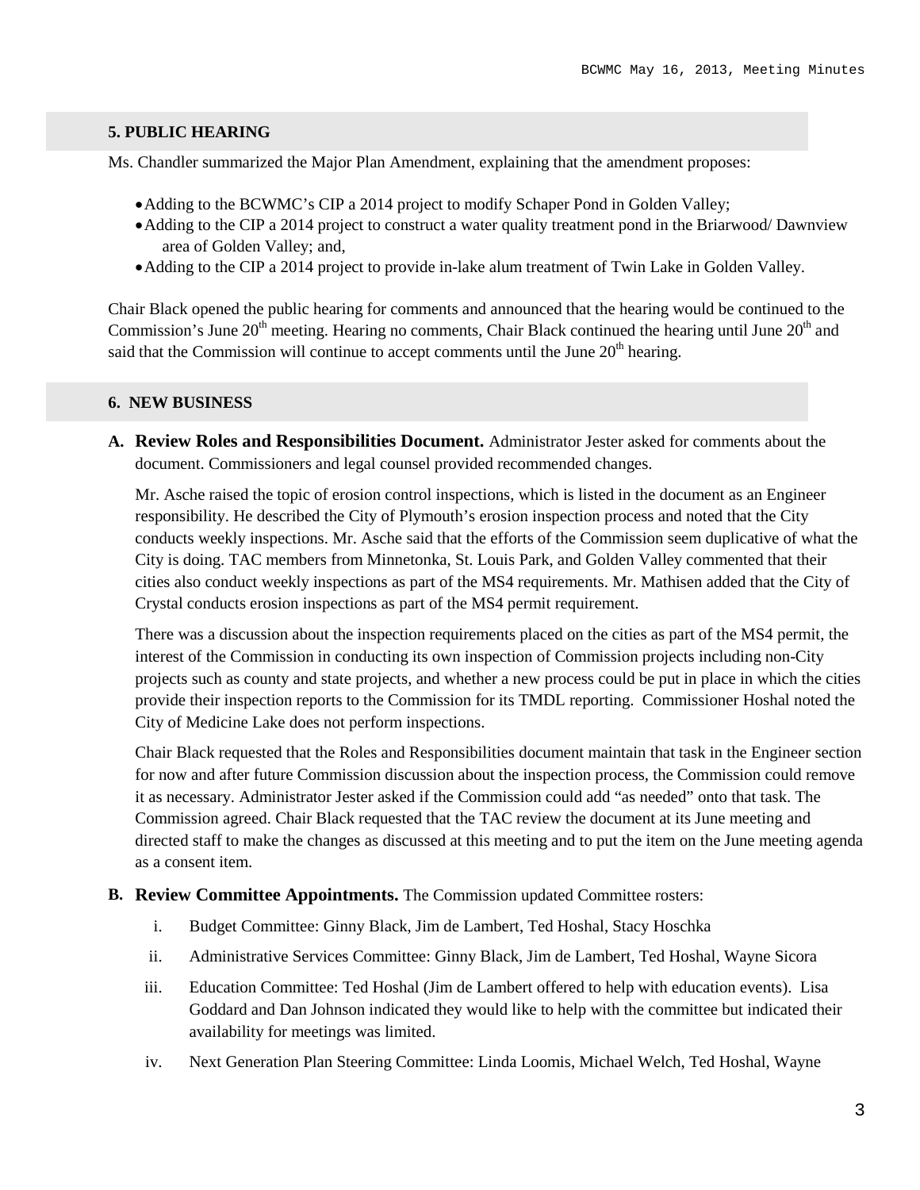## 5. PUBLIC HEARING

Ms. Chandler summarized the Major Plan Amendment, explaining that the amendment proposes:

- Adding to the BCWMC's CIP a 2014 project to modify Schaper Pond in Golden Valley;
- Adding to the CIP a 2014 project to construct a water quality treatment pond in the Briarwood/ Dawnview area of Golden Valley; and,
- Adding to the CIP a 2014 project to provide in-lake alum treatment of Twin Lake in Golden Valley.

Chair Black opened the public hearing for comments and announced that the hearing would be continued to the Commission's June 20th meeting. Hearing no comments, Chair Black continued the hearing until June 20th and said that the Commission will continue to accept comments until the June 20th hearing.

## 6. NEW BUSINESS

**A. Review Roles and Responsibilities Document.** Administrator Jester asked for comments about the document. Commissioners and legal counsel provided recommended changes.

Mr. Asche raised the topic of erosion control inspections, which is listed in the document as an Engineer responsibility. He described the City of Plymouth's erosion inspection process and noted that the City conducts weekly inspections. Mr. Asche said that the efforts of the Commission seem duplicative of what the City is doing. TAC members from Minnetonka, St. Louis Park, and Golden Valley commented that their cities also conduct weekly inspections as part of the MS4 requirements. Mr. Mathisen added that the City of Crystal conducts erosion inspections as part of the MS4 permit requirement.

There was a discussion about the inspection requirements placed on the cities as part of the MS4 permit, the interest of the Commission in conducting its own inspection of Commission projects including non-City projects such as county and state projects, and whether a new process could be put in place in which the cities provide their inspection reports to the Commission for its TMDL reporting. Commissioner Hoshal noted the City of Medicine Lake does not perform inspections.

Chair Black requested that the Roles and Responsibilities document maintain that task in the Engineer section for now and after future Commission discussion about the inspection process, the Commission could remove it as necessary. Administrator Jester asked if the Commission could add "as needed" onto that task. The Commission agreed. Chair Black requested that the TAC review the document at its June meeting and directed staff to make the changes as discussed at this meeting and to put the item on the June meeting agenda as a consent item.

**B. Review Committee Appointments.** The Commission updated Committee rosters:

i. Budget Committee: Ginny Black, Jim de Lambert, Ted Hoshal, Stacy Hoschka

ii. Administrative Services Committee: Ginny Black, Jim de Lambert, Ted Hoshal, Wayne Sicora

iii. Education Committee: Ted Hoshal (Jim de Lambert offered to help with education events). Lisa Goddard and Dan Johnson indicated they would like to help with the committee but indicated their availability for meetings was limited.

iv. Next Generation Plan Steering Committee: Linda Loomis, Michael Welch, Ted Hoshal, Wayne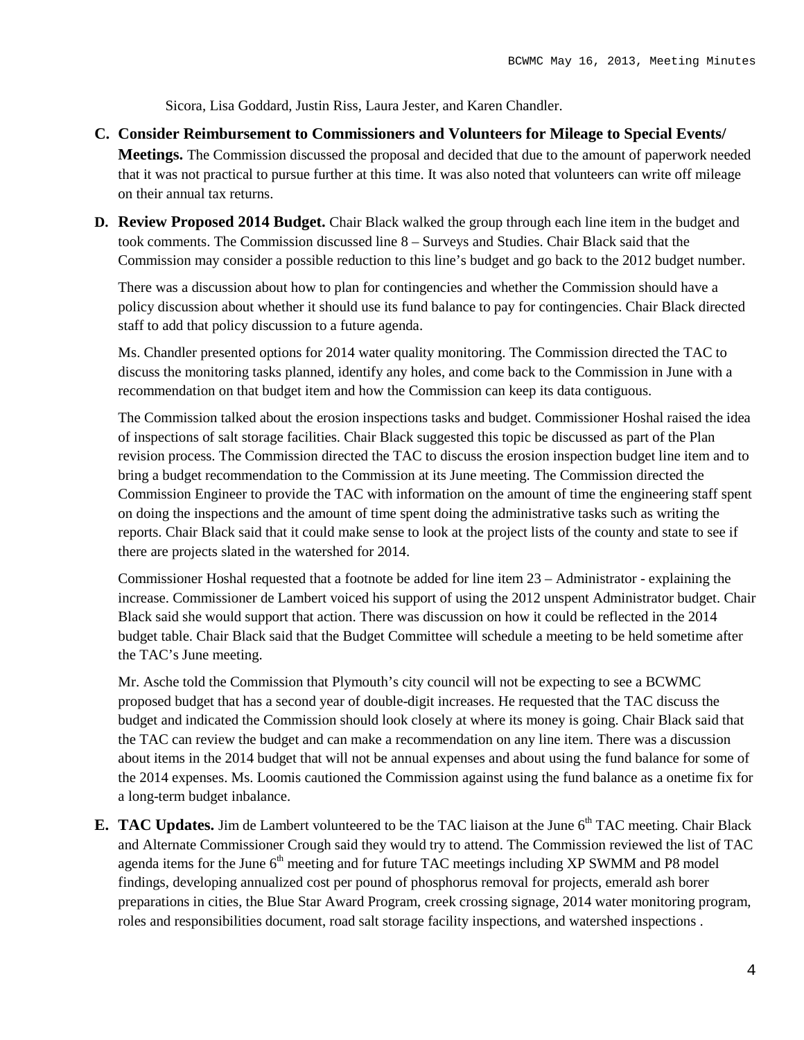Sicora, Lisa Goddard, Justin Riss, Laura Jester, and Karen Chandler.

**C. Consider Reimbursement to Commissioners and Volunteers for Mileage to Special Events/ Meetings.** The Commission discussed the proposal and decided that due to the amount of paperwork needed that it was not practical to pursue further at this time. It was also noted that volunteers can write off mileage on their annual tax returns.

**D. Review Proposed 2014 Budget.** Chair Black walked the group through each line item in the budget and took comments. The Commission discussed line 8 – Surveys and Studies. Chair Black said that the Commission may consider a possible reduction to this line's budget and go back to the 2012 budget number.

There was a discussion about how to plan for contingencies and whether the Commission should have a policy discussion about whether it should use its fund balance to pay for contingencies. Chair Black directed staff to add that policy discussion to a future agenda.

Ms. Chandler presented options for 2014 water quality monitoring. The Commission directed the TAC to discuss the monitoring tasks planned, identify any holes, and come back to the Commission in June with a recommendation on that budget item and how the Commission can keep its data contiguous.

The Commission talked about the erosion inspections tasks and budget. Commissioner Hoshal raised the idea of inspections of salt storage facilities. Chair Black suggested this topic be discussed as part of the Plan revision process. The Commission directed the TAC to discuss the erosion inspection budget line item and to bring a budget recommendation to the Commission at its June meeting. The Commission directed the Commission Engineer to provide the TAC with information on the amount of time the engineering staff spent on doing the inspections and the amount of time spent doing the administrative tasks such as writing the reports. Chair Black said that it could make sense to look at the project lists of the county and state to see if there are projects slated in the watershed for 2014.

Commissioner Hoshal requested that a footnote be added for line item 23 – Administrator - explaining the increase. Commissioner de Lambert voiced his support of using the 2012 unspent Administrator budget. Chair Black said she would support that action. There was discussion on how it could be reflected in the 2014 budget table. Chair Black said that the Budget Committee will schedule a meeting to be held sometime after the TAC's June meeting.

Mr. Asche told the Commission that Plymouth's city council will not be expecting to see a BCWMC proposed budget that has a second year of double-digit increases. He requested that the TAC discuss the budget and indicated the Commission should look closely at where its money is going. Chair Black said that the TAC can review the budget and can make a recommendation on any line item. There was a discussion about items in the 2014 budget that will not be annual expenses and about using the fund balance for some of the 2014 expenses. Ms. Loomis cautioned the Commission against using the fund balance as a onetime fix for a long-term budget inbalance.

**E. TAC Updates.** Jim de Lambert volunteered to be the TAC liaison at the June 6th TAC meeting. Chair Black and Alternate Commissioner Crough said they would try to attend. The Commission reviewed the list of TAC agenda items for the June 6th meeting and for future TAC meetings including XP SWMM and P8 model findings, developing annualized cost per pound of phosphorus removal for projects, emerald ash borer preparations in cities, the Blue Star Award Program, creek crossing signage, 2014 water monitoring program, roles and responsibilities document, road salt storage facility inspections, and watershed inspections .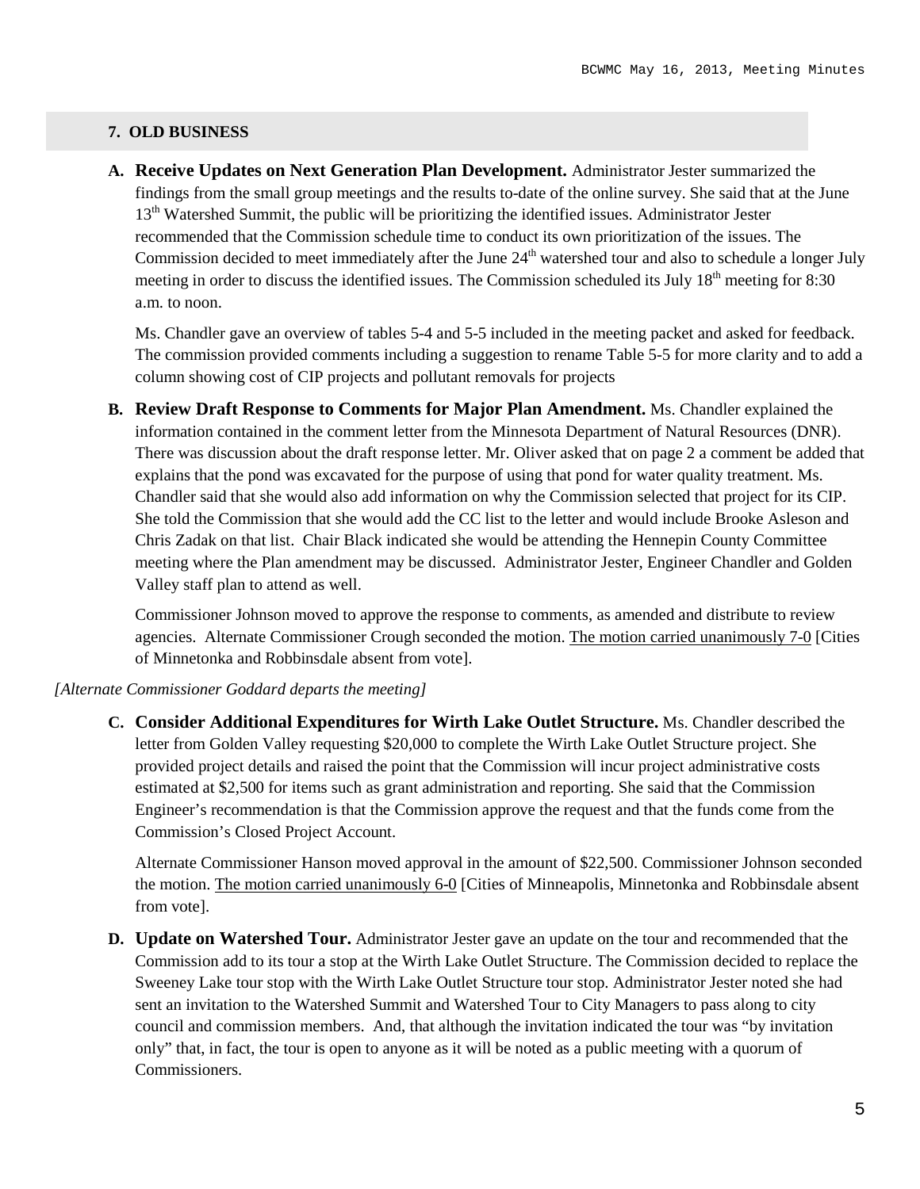## 7. OLD BUSINESS

**A. Receive Updates on Next Generation Plan Development.** Administrator Jester summarized the findings from the small group meetings and the results to-date of the online survey. She said that at the June 13th Watershed Summit, the public will be prioritizing the identified issues. Administrator Jester recommended that the Commission schedule time to conduct its own prioritization of the issues. The Commission decided to meet immediately after the June 24th watershed tour and also to schedule a longer July meeting in order to discuss the identified issues. The Commission scheduled its July 18th meeting for 8:30 a.m. to noon.

Ms. Chandler gave an overview of tables 5-4 and 5-5 included in the meeting packet and asked for feedback. The commission provided comments including a suggestion to rename Table 5-5 for more clarity and to add a column showing cost of CIP projects and pollutant removals for projects

**B. Review Draft Response to Comments for Major Plan Amendment.** Ms. Chandler explained the information contained in the comment letter from the Minnesota Department of Natural Resources (DNR). There was discussion about the draft response letter. Mr. Oliver asked that on page 2 a comment be added that explains that the pond was excavated for the purpose of using that pond for water quality treatment. Ms. Chandler said that she would also add information on why the Commission selected that project for its CIP. She told the Commission that she would add the CC list to the letter and would include Brooke Asleson and Chris Zadak on that list. Chair Black indicated she would be attending the Hennepin County Committee meeting where the Plan amendment may be discussed. Administrator Jester, Engineer Chandler and Golden Valley staff plan to attend as well.

Commissioner Johnson moved to approve the response to comments, as amended and distribute to review agencies. Alternate Commissioner Crough seconded the motion. The motion carried unanimously 7-0 [Cities of Minnetonka and Robbinsdale absent from vote].

*[Alternate Commissioner Goddard departs the meeting]*

**C. Consider Additional Expenditures for Wirth Lake Outlet Structure.** Ms. Chandler described the letter from Golden Valley requesting $20,000 to complete the Wirth Lake Outlet Structure project. She provided project details and raised the point that the Commission will incur project administrative costs estimated at $2,500 for items such as grant administration and reporting. She said that the Commission Engineer's recommendation is that the Commission approve the request and that the funds come from the Commission's Closed Project Account.

Alternate Commissioner Hanson moved approval in the amount of $22,500. Commissioner Johnson seconded the motion. The motion carried unanimously 6-0 [Cities of Minneapolis, Minnetonka and Robbinsdale absent from vote].

**D. Update on Watershed Tour.** Administrator Jester gave an update on the tour and recommended that the Commission add to its tour a stop at the Wirth Lake Outlet Structure. The Commission decided to replace the Sweeney Lake tour stop with the Wirth Lake Outlet Structure tour stop. Administrator Jester noted she had sent an invitation to the Watershed Summit and Watershed Tour to City Managers to pass along to city council and commission members. And, that although the invitation indicated the tour was "by invitation only" that, in fact, the tour is open to anyone as it will be noted as a public meeting with a quorum of Commissioners.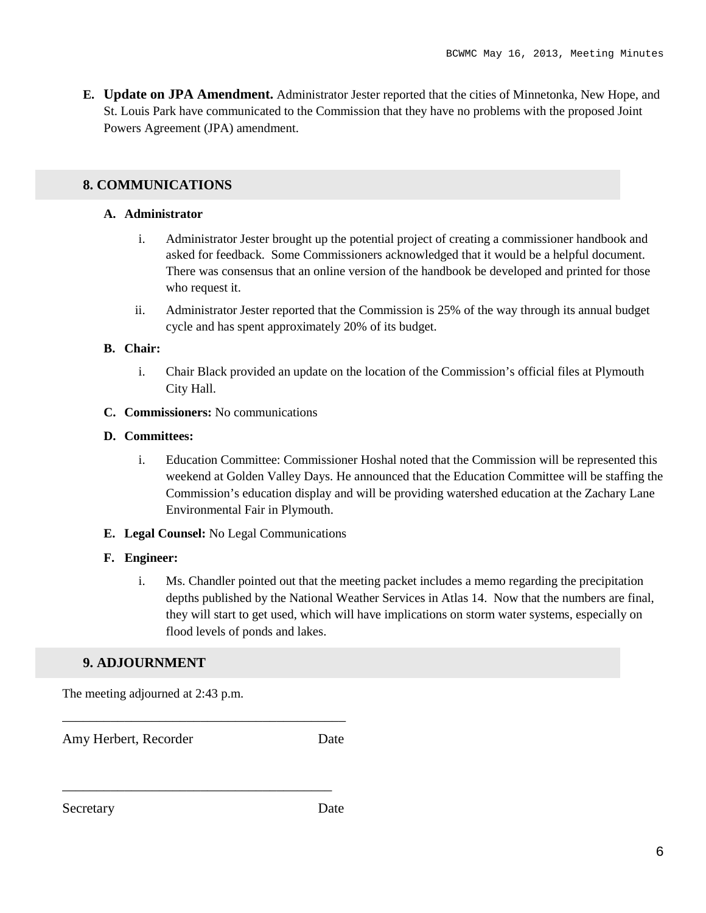**E. Update on JPA Amendment.** Administrator Jester reported that the cities of Minnetonka, New Hope, and St. Louis Park have communicated to the Commission that they have no problems with the proposed Joint Powers Agreement (JPA) amendment.

## 8. COMMUNICATIONS

**A. Administrator**

i. Administrator Jester brought up the potential project of creating a commissioner handbook and asked for feedback. Some Commissioners acknowledged that it would be a helpful document. There was consensus that an online version of the handbook be developed and printed for those who request it.

ii. Administrator Jester reported that the Commission is 25% of the way through its annual budget cycle and has spent approximately 20% of its budget.

**B. Chair:**

i. Chair Black provided an update on the location of the Commission's official files at Plymouth City Hall.

**C. Commissioners:** No communications

**D. Committees:**

i. Education Committee: Commissioner Hoshal noted that the Commission will be represented this weekend at Golden Valley Days. He announced that the Education Committee will be staffing the Commission's education display and will be providing watershed education at the Zachary Lane Environmental Fair in Plymouth.

**E. Legal Counsel:** No Legal Communications

**F. Engineer:**

i. Ms. Chandler pointed out that the meeting packet includes a memo regarding the precipitation depths published by the National Weather Services in Atlas 14. Now that the numbers are final, they will start to get used, which will have implications on storm water systems, especially on flood levels of ponds and lakes.

## 9. ADJOURNMENT

The meeting adjourned at 2:43 p.m.

\_\_\_\_\_\_\_\_\_\_\_\_\_\_\_\_\_\_\_\_\_\_\_\_\_\_\_\_\_\_\_\_\_\_\_\_\_\_\_\_\_\_

Amy Herbert, Recorder Date

\_\_\_\_\_\_\_\_\_\_\_\_\_\_\_\_\_\_\_\_\_\_\_\_\_\_\_\_\_\_\_\_\_\_\_\_\_\_\_\_

Secretary Date